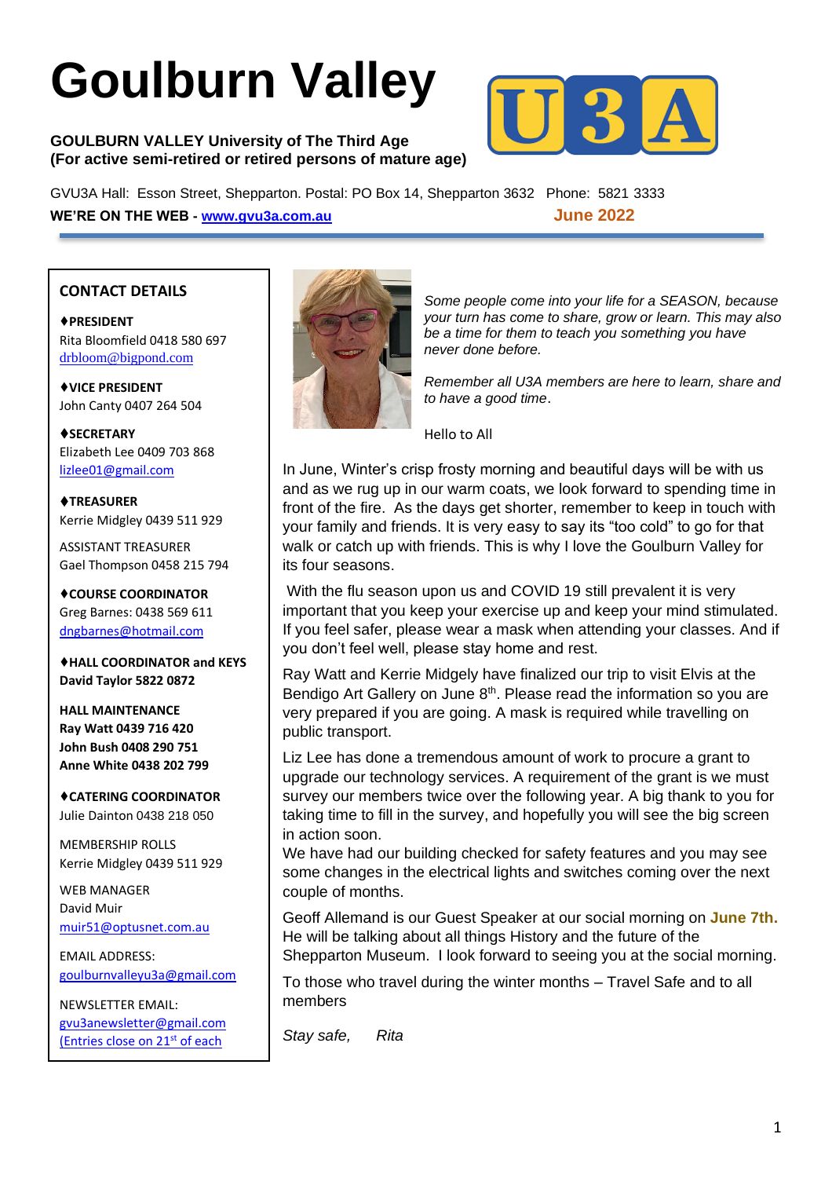# Goulburn Valley

**GOULBURN VALLEY University of The Third Age**
**(For active semi-retired or retired persons of mature age)**

GVU3A Hall: Esson Street, Shepparton. Postal: PO Box 14, Shepparton 3632 Phone: 5821 3333

**WE'RE ON THE WEB - www.gvu3a.com.au** **June 2022**

## CONTACT DETAILS

**♦PRESIDENT**
Rita Bloomfield 0418 580 697
drbloom@bigpond.com

**♦VICE PRESIDENT**
John Canty 0407 264 504

**♦SECRETARY**
Elizabeth Lee 0409 703 868
lizlee01@gmail.com

**♦TREASURER**
Kerrie Midgley 0439 511 929

ASSISTANT TREASURER
Gael Thompson 0458 215 794

**♦COURSE COORDINATOR**
Greg Barnes: 0438 569 611
dngbarnes@hotmail.com

**♦HALL COORDINATOR and KEYS**
**David Taylor 5822 0872**

**HALL MAINTENANCE**
**Ray Watt 0439 716 420**
**John Bush 0408 290 751**
**Anne White 0438 202 799**

**♦CATERING COORDINATOR**
Julie Dainton 0438 218 050

MEMBERSHIP ROLLS
Kerrie Midgley 0439 511 929

WEB MANAGER
David Muir
muir51@optusnet.com.au

EMAIL ADDRESS:
goulburnvalleyu3a@gmail.com

NEWSLETTER EMAIL:
gvu3anewsletter@gmail.com
(Entries close on 21st of each

*Some people come into your life for a SEASON, because your turn has come to share, grow or learn. This may also be a time for them to teach you something you have never done before.*

*Remember all U3A members are here to learn, share and to have a good time*.

Hello to All

In June, Winter's crisp frosty morning and beautiful days will be with us and as we rug up in our warm coats, we look forward to spending time in front of the fire. As the days get shorter, remember to keep in touch with your family and friends. It is very easy to say its "too cold" to go for that walk or catch up with friends. This is why I love the Goulburn Valley for its four seasons.

With the flu season upon us and COVID 19 still prevalent it is very important that you keep your exercise up and keep your mind stimulated. If you feel safer, please wear a mask when attending your classes. And if you don't feel well, please stay home and rest.

Ray Watt and Kerrie Midgely have finalized our trip to visit Elvis at the Bendigo Art Gallery on June 8th. Please read the information so you are very prepared if you are going. A mask is required while travelling on public transport.

Liz Lee has done a tremendous amount of work to procure a grant to upgrade our technology services. A requirement of the grant is we must survey our members twice over the following year. A big thank to you for taking time to fill in the survey, and hopefully you will see the big screen in action soon.

We have had our building checked for safety features and you may see some changes in the electrical lights and switches coming over the next couple of months.

Geoff Allemand is our Guest Speaker at our social morning on **June 7th.** He will be talking about all things History and the future of the Shepparton Museum. I look forward to seeing you at the social morning.

To those who travel during the winter months – Travel Safe and to all members

*Stay safe, Rita*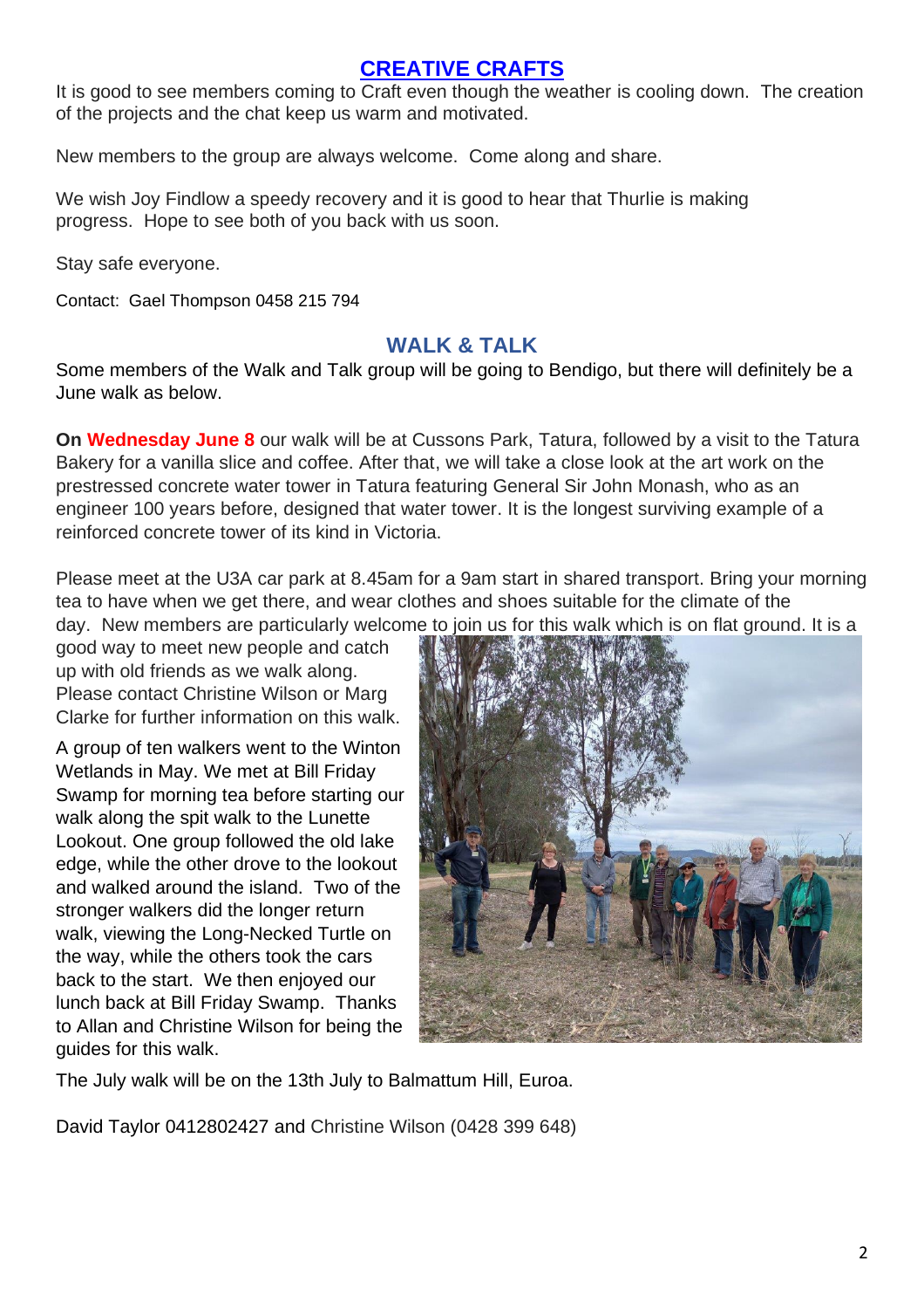## CREATIVE CRAFTS

It is good to see members coming to Craft even though the weather is cooling down. The creation of the projects and the chat keep us warm and motivated.

New members to the group are always welcome. Come along and share.

We wish Joy Findlow a speedy recovery and it is good to hear that Thurlie is making progress. Hope to see both of you back with us soon.

Stay safe everyone.

Contact: Gael Thompson 0458 215 794

## WALK & TALK

Some members of the Walk and Talk group will be going to Bendigo, but there will definitely be a June walk as below.

**On Wednesday June 8** our walk will be at Cussons Park, Tatura, followed by a visit to the Tatura Bakery for a vanilla slice and coffee. After that, we will take a close look at the art work on the prestressed concrete water tower in Tatura featuring General Sir John Monash, who as an engineer 100 years before, designed that water tower. It is the longest surviving example of a reinforced concrete tower of its kind in Victoria.

Please meet at the U3A car park at 8.45am for a 9am start in shared transport. Bring your morning tea to have when we get there, and wear clothes and shoes suitable for the climate of the day. New members are particularly welcome to join us for this walk which is on flat ground. It is a good way to meet new people and catch up with old friends as we walk along. Please contact Christine Wilson or Marg Clarke for further information on this walk.

A group of ten walkers went to the Winton Wetlands in May. We met at Bill Friday Swamp for morning tea before starting our walk along the spit walk to the Lunette Lookout. One group followed the old lake edge, while the other drove to the lookout and walked around the island. Two of the stronger walkers did the longer return walk, viewing the Long-Necked Turtle on the way, while the others took the cars back to the start. We then enjoyed our lunch back at Bill Friday Swamp. Thanks to Allan and Christine Wilson for being the guides for this walk.

The July walk will be on the 13th July to Balmattum Hill, Euroa.

David Taylor 0412802427 and Christine Wilson (0428 399 648)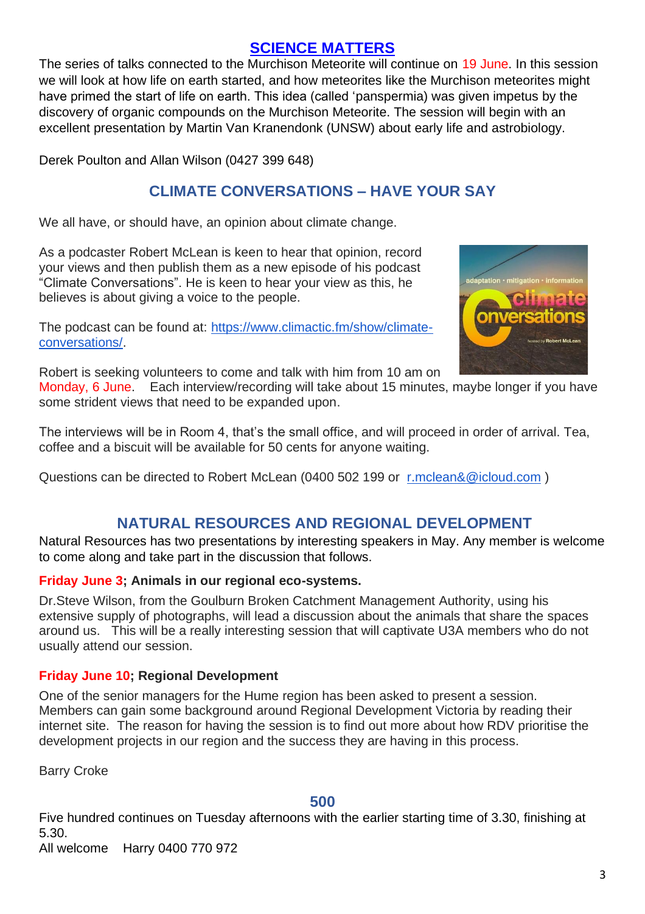## SCIENCE MATTERS

The series of talks connected to the Murchison Meteorite will continue on 19 June. In this session we will look at how life on earth started, and how meteorites like the Murchison meteorites might have primed the start of life on earth. This idea (called 'panspermia) was given impetus by the discovery of organic compounds on the Murchison Meteorite. The session will begin with an excellent presentation by Martin Van Kranendonk (UNSW) about early life and astrobiology.

Derek Poulton and Allan Wilson (0427 399 648)

## CLIMATE CONVERSATIONS – HAVE YOUR SAY

We all have, or should have, an opinion about climate change.

As a podcaster Robert McLean is keen to hear that opinion, record your views and then publish them as a new episode of his podcast "Climate Conversations". He is keen to hear your view as this, he believes is about giving a voice to the people.

The podcast can be found at: [https://www.climactic.fm/show/climate-conversations/](https://www.climactic.fm/show/climate-conversations/).

Robert is seeking volunteers to come and talk with him from 10 am on Monday, 6 June. Each interview/recording will take about 15 minutes, maybe longer if you have some strident views that need to be expanded upon.

The interviews will be in Room 4, that's the small office, and will proceed in order of arrival. Tea, coffee and a biscuit will be available for 50 cents for anyone waiting.

Questions can be directed to Robert McLean (0400 502 199 or r.mclean&@icloud.com )

## NATURAL RESOURCES AND REGIONAL DEVELOPMENT

Natural Resources has two presentations by interesting speakers in May. Any member is welcome to come along and take part in the discussion that follows.

**Friday June 3; Animals in our regional eco-systems.**

Dr.Steve Wilson, from the Goulburn Broken Catchment Management Authority, using his extensive supply of photographs, will lead a discussion about the animals that share the spaces around us. This will be a really interesting session that will captivate U3A members who do not usually attend our session.

**Friday June 10; Regional Development**

One of the senior managers for the Hume region has been asked to present a session. Members can gain some background around Regional Development Victoria by reading their internet site. The reason for having the session is to find out more about how RDV prioritise the development projects in our region and the success they are having in this process.

Barry Croke

## 500

Five hundred continues on Tuesday afternoons with the earlier starting time of 3.30, finishing at 5.30.
All welcome Harry 0400 770 972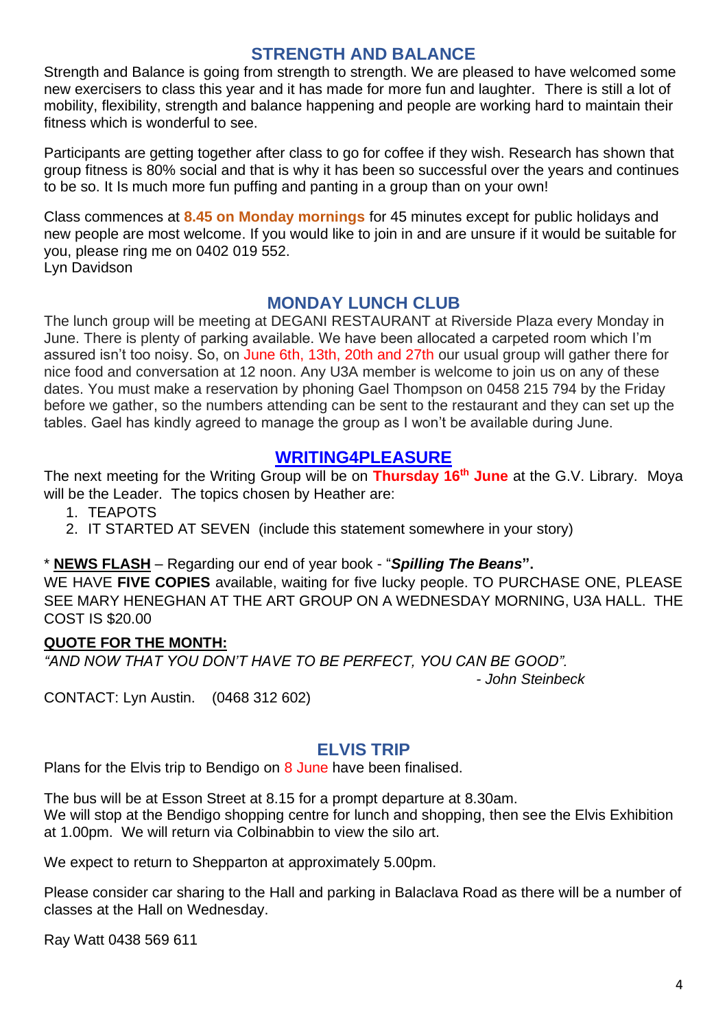## STRENGTH AND BALANCE

Strength and Balance is going from strength to strength. We are pleased to have welcomed some new exercisers to class this year and it has made for more fun and laughter. There is still a lot of mobility, flexibility, strength and balance happening and people are working hard to maintain their fitness which is wonderful to see.

Participants are getting together after class to go for coffee if they wish. Research has shown that group fitness is 80% social and that is why it has been so successful over the years and continues to be so. It Is much more fun puffing and panting in a group than on your own!

Class commences at **8.45 on Monday mornings** for 45 minutes except for public holidays and new people are most welcome. If you would like to join in and are unsure if it would be suitable for you, please ring me on 0402 019 552.
Lyn Davidson

## MONDAY LUNCH CLUB

The lunch group will be meeting at DEGANI RESTAURANT at Riverside Plaza every Monday in June. There is plenty of parking available. We have been allocated a carpeted room which I'm assured isn't too noisy. So, on June 6th, 13th, 20th and 27th our usual group will gather there for nice food and conversation at 12 noon. Any U3A member is welcome to join us on any of these dates. You must make a reservation by phoning Gael Thompson on 0458 215 794 by the Friday before we gather, so the numbers attending can be sent to the restaurant and they can set up the tables. Gael has kindly agreed to manage the group as I won't be available during June.

## WRITING4PLEASURE

The next meeting for the Writing Group will be on **Thursday 16th June** at the G.V. Library. Moya will be the Leader. The topics chosen by Heather are:

1. TEAPOTS
2. IT STARTED AT SEVEN (include this statement somewhere in your story)

* **NEWS FLASH** – Regarding our end of year book - "***Spilling The Beans*"**.
WE HAVE **FIVE COPIES** available, waiting for five lucky people. TO PURCHASE ONE, PLEASE SEE MARY HENEGHAN AT THE ART GROUP ON A WEDNESDAY MORNING, U3A HALL. THE COST IS $20.00

**QUOTE FOR THE MONTH:**

*"AND NOW THAT YOU DON'T HAVE TO BE PERFECT, YOU CAN BE GOOD".*

*- John Steinbeck*

CONTACT: Lyn Austin. (0468 312 602)

## ELVIS TRIP

Plans for the Elvis trip to Bendigo on 8 June have been finalised.

The bus will be at Esson Street at 8.15 for a prompt departure at 8.30am.
We will stop at the Bendigo shopping centre for lunch and shopping, then see the Elvis Exhibition at 1.00pm. We will return via Colbinabbin to view the silo art.

We expect to return to Shepparton at approximately 5.00pm.

Please consider car sharing to the Hall and parking in Balaclava Road as there will be a number of classes at the Hall on Wednesday.

Ray Watt 0438 569 611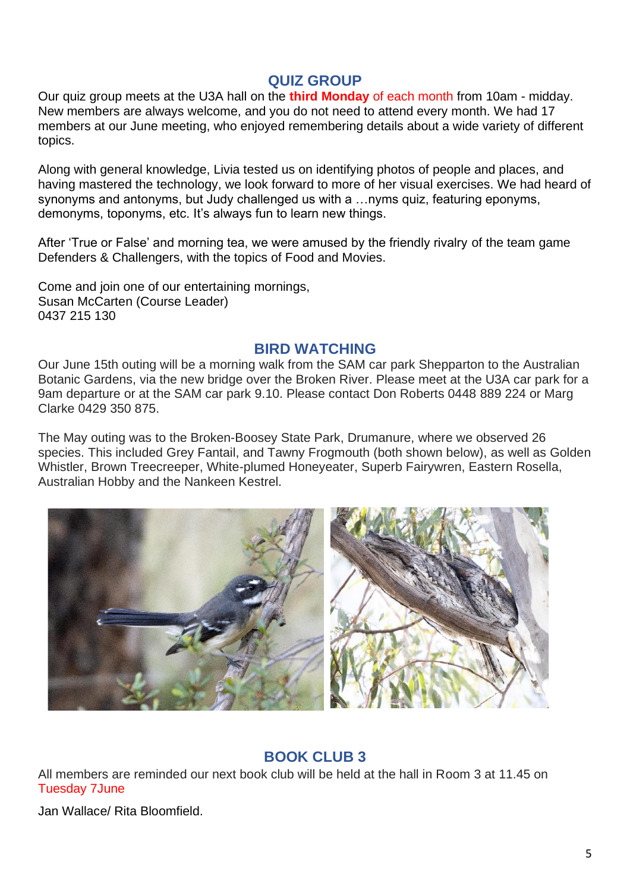## QUIZ GROUP

Our quiz group meets at the U3A hall on the **third Monday** of each month from 10am - midday. New members are always welcome, and you do not need to attend every month. We had 17 members at our June meeting, who enjoyed remembering details about a wide variety of different topics.

Along with general knowledge, Livia tested us on identifying photos of people and places, and having mastered the technology, we look forward to more of her visual exercises. We had heard of synonyms and antonyms, but Judy challenged us with a …nyms quiz, featuring eponyms, demonyms, toponyms, etc. It's always fun to learn new things.

After 'True or False' and morning tea, we were amused by the friendly rivalry of the team game Defenders & Challengers, with the topics of Food and Movies.

Come and join one of our entertaining mornings,
Susan McCarten (Course Leader)
0437 215 130

## BIRD WATCHING

Our June 15th outing will be a morning walk from the SAM car park Shepparton to the Australian Botanic Gardens, via the new bridge over the Broken River. Please meet at the U3A car park for a 9am departure or at the SAM car park 9.10. Please contact Don Roberts 0448 889 224 or Marg Clarke 0429 350 875.

The May outing was to the Broken-Boosey State Park, Drumanure, where we observed 26 species. This included Grey Fantail, and Tawny Frogmouth (both shown below), as well as Golden Whistler, Brown Treecreeper, White-plumed Honeyeater, Superb Fairywren, Eastern Rosella, Australian Hobby and the Nankeen Kestrel.

## BOOK CLUB 3

All members are reminded our next book club will be held at the hall in Room 3 at 11.45 on Tuesday 7June

Jan Wallace/ Rita Bloomfield.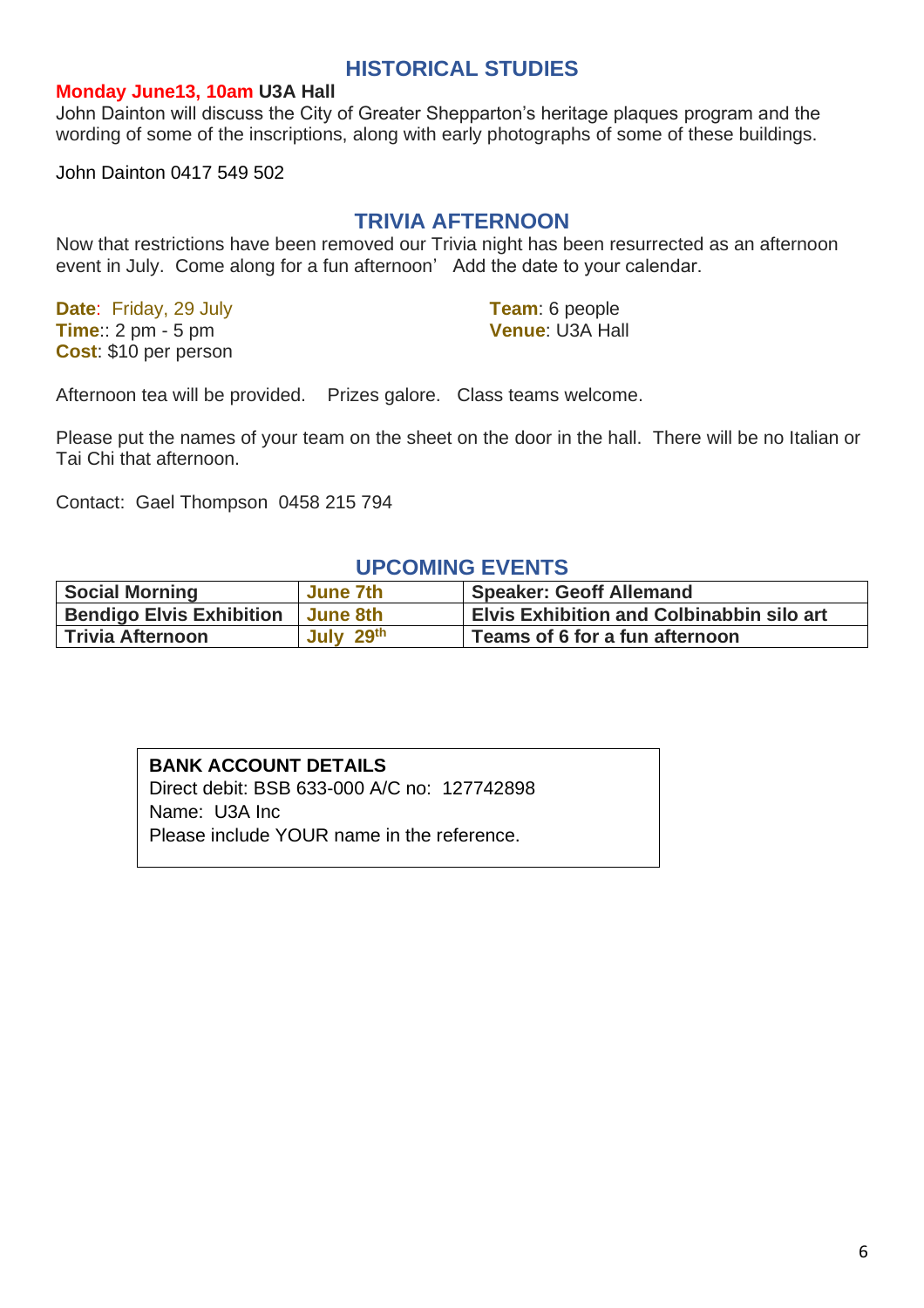## HISTORICAL STUDIES

**Monday June13, 10am U3A Hall**
John Dainton will discuss the City of Greater Shepparton's heritage plaques program and the wording of some of the inscriptions, along with early photographs of some of these buildings.

John Dainton 0417 549 502

## TRIVIA AFTERNOON

Now that restrictions have been removed our Trivia night has been resurrected as an afternoon event in July. Come along for a fun afternoon' Add the date to your calendar.

**Date**: Friday, 29 July
**Time**:: 2 pm - 5 pm
**Cost**: $10 per person

**Team**: 6 people
**Venue**: U3A Hall

Afternoon tea will be provided. Prizes galore. Class teams welcome.

Please put the names of your team on the sheet on the door in the hall. There will be no Italian or Tai Chi that afternoon.

Contact: Gael Thompson 0458 215 794

## UPCOMING EVENTS

| | | |
|---|---|---|
| **Social Morning** | **June 7th** | **Speaker: Geoff Allemand** |
| **Bendigo Elvis Exhibition** | **June 8th** | **Elvis Exhibition and Colbinabbin silo art** |
| **Trivia Afternoon** | **July 29th** | **Teams of 6 for a fun afternoon** |

**BANK ACCOUNT DETAILS**
Direct debit: BSB 633-000 A/C no: 127742898
Name: U3A Inc
Please include YOUR name in the reference.